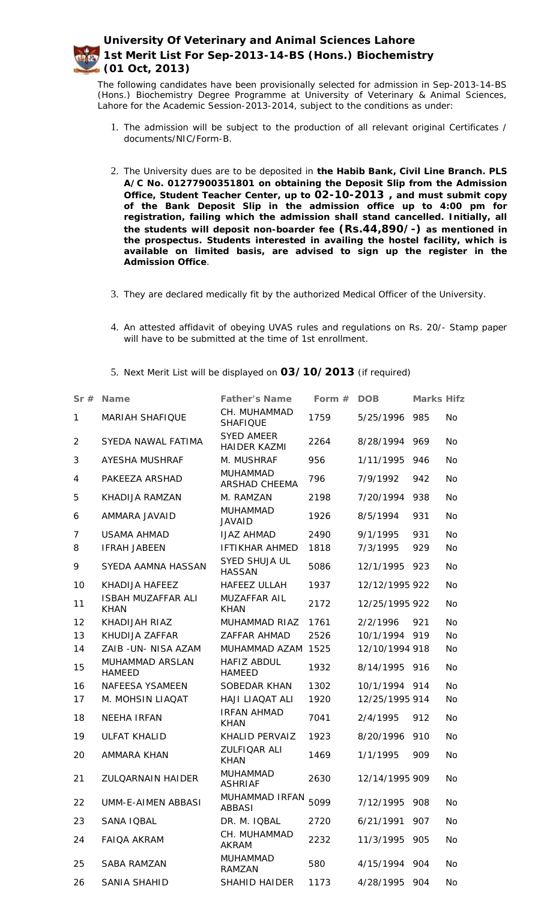# University Of Veterinary and Animal Sciences Lahore
## 1st Merit List For Sep-2013-14-BS (Hons.) Biochemistry (01 Oct, 2013)

The following candidates have been provisionally selected for admission in Sep-2013-14-BS (Hons.) Biochemistry Degree Programme at University of Veterinary & Animal Sciences, Lahore for the Academic Session-2013-2014, subject to the conditions as under:

1. The admission will be subject to the production of all relevant original Certificates / documents/NIC/Form-B.
2. The University dues are to be deposited in **the Habib Bank, Civil Line Branch. PLS A/C No. 01277900351801 on obtaining the Deposit Slip from the Admission Office, Student Teacher Center, up to 02-10-2013 , and must submit copy of the Bank Deposit Slip in the admission office up to 4:00 pm for registration, failing which the admission shall stand cancelled. Initially, all the students will deposit non-boarder fee (Rs.44,890/-) as mentioned in the prospectus. Students interested in availing the hostel facility, which is available on limited basis, are advised to sign up the register in the Admission Office**.
3. They are declared medically fit by the authorized Medical Officer of the University.
4. An attested affidavit of obeying UVAS rules and regulations on Rs. 20/- Stamp paper will have to be submitted at the time of 1st enrollment.
5. Next Merit List will be displayed on **03/10/2013** (if required)

| Sr # | Name | Father's Name | Form # | DOB | Marks | Hifz |
|---|---|---|---|---|---|---|
| 1 | MARIAH SHAFIQUE | CH. MUHAMMAD SHAFIQUE | 1759 | 5/25/1996 | 985 | No |
| 2 | SYEDA NAWAL FATIMA | SYED AMEER HAIDER KAZMI | 2264 | 8/28/1994 | 969 | No |
| 3 | AYESHA MUSHRAF | M. MUSHRAF | 956 | 1/11/1995 | 946 | No |
| 4 | PAKEEZA ARSHAD | MUHAMMAD ARSHAD CHEEMA | 796 | 7/9/1992 | 942 | No |
| 5 | KHADIJA RAMZAN | M. RAMZAN | 2198 | 7/20/1994 | 938 | No |
| 6 | AMMARA JAVAID | MUHAMMAD JAVAID | 1926 | 8/5/1994 | 931 | No |
| 7 | USAMA AHMAD | IJAZ AHMAD | 2490 | 9/1/1995 | 931 | No |
| 8 | IFRAH JABEEN | IFTIKHAR AHMED | 1818 | 7/3/1995 | 929 | No |
| 9 | SYEDA AAMNA HASSAN | SYED SHUJA UL HASSAN | 5086 | 12/1/1995 | 923 | No |
| 10 | KHADIJA HAFEEZ | HAFEEZ ULLAH | 1937 | 12/12/1995 | 922 | No |
| 11 | ISBAH MUZAFFAR ALI KHAN | MUZAFFAR AIL KHAN | 2172 | 12/25/1995 | 922 | No |
| 12 | KHADIJAH RIAZ | MUHAMMAD RIAZ | 1761 | 2/2/1996 | 921 | No |
| 13 | KHUDIJA ZAFFAR | ZAFFAR AHMAD | 2526 | 10/1/1994 | 919 | No |
| 14 | ZAIB -UN- NISA AZAM | MUHAMMAD AZAM | 1525 | 12/10/1994 | 918 | No |
| 15 | MUHAMMAD ARSLAN HAMEED | HAFIZ ABDUL HAMEED | 1932 | 8/14/1995 | 916 | No |
| 16 | NAFEESA YSAMEEN | SOBEDAR KHAN | 1302 | 10/1/1994 | 914 | No |
| 17 | M. MOHSIN LIAQAT | HAJI LIAQAT ALI | 1920 | 12/25/1995 | 914 | No |
| 18 | NEEHA IRFAN | IRFAN AHMAD KHAN | 7041 | 2/4/1995 | 912 | No |
| 19 | ULFAT KHALID | KHALID PERVAIZ | 1923 | 8/20/1996 | 910 | No |
| 20 | AMMARA KHAN | ZULFIQAR ALI KHAN | 1469 | 1/1/1995 | 909 | No |
| 21 | ZULQARNAIN HAIDER | MUHAMMAD ASHRIAF | 2630 | 12/14/1995 | 909 | No |
| 22 | UMM-E-AIMEN ABBASI | MUHAMMAD IRFAN ABBASI | 5099 | 7/12/1995 | 908 | No |
| 23 | SANA IQBAL | DR. M. IQBAL | 2720 | 6/21/1991 | 907 | No |
| 24 | FAIQA AKRAM | CH. MUHAMMAD AKRAM | 2232 | 11/3/1995 | 905 | No |
| 25 | SABA RAMZAN | MUHAMMAD RAMZAN | 580 | 4/15/1994 | 904 | No |
| 26 | SANIA SHAHID | SHAHID HAIDER | 1173 | 4/28/1995 | 904 | No |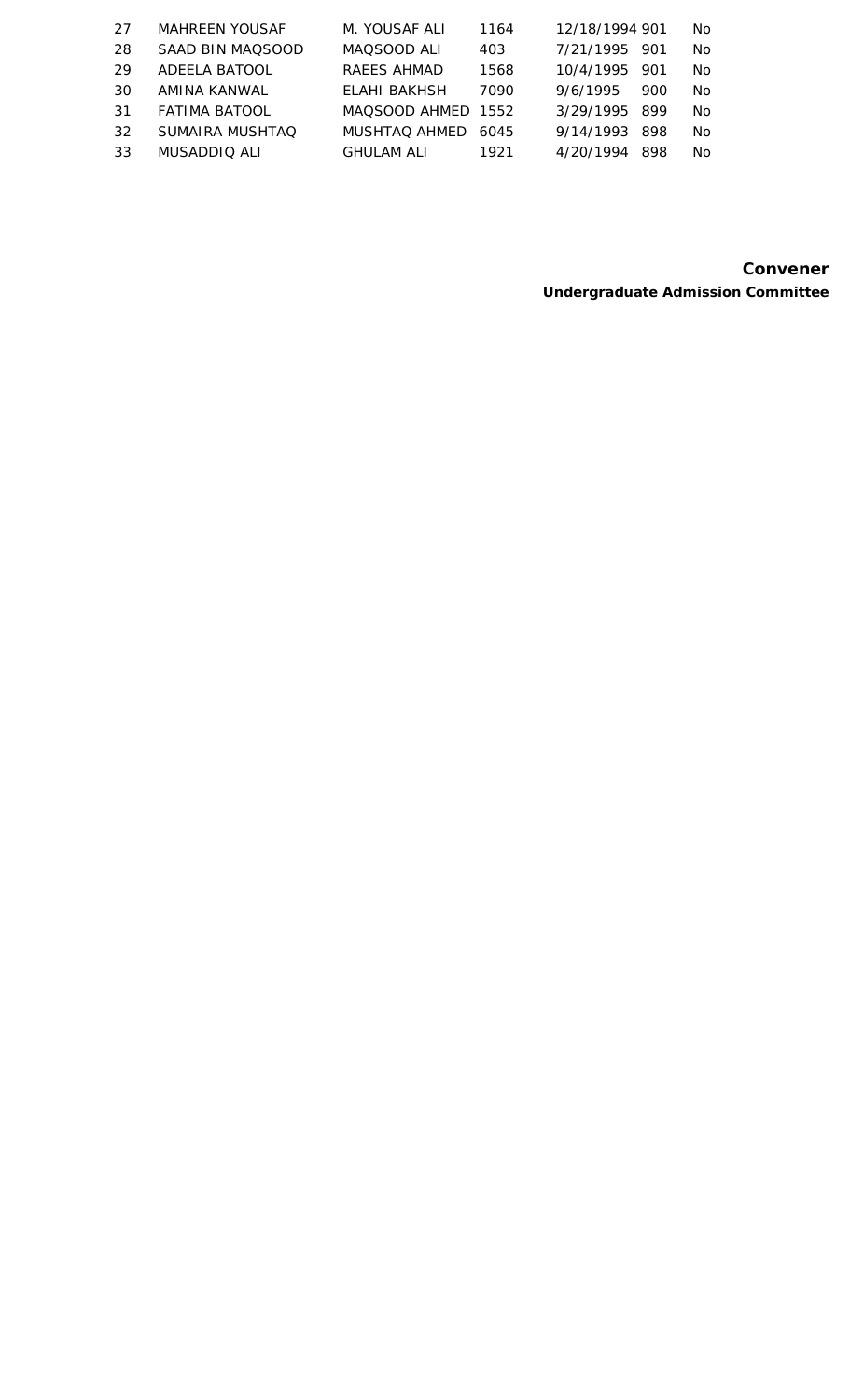| | | | | | | |
|---|---|---|---|---|---|---|
| 27 | MAHREEN YOUSAF | M. YOUSAF ALI | 1164 | 12/18/1994 | 901 | No |
| 28 | SAAD BIN MAQSOOD | MAQSOOD ALI | 403 | 7/21/1995 | 901 | No |
| 29 | ADEELA BATOOL | RAEES AHMAD | 1568 | 10/4/1995 | 901 | No |
| 30 | AMINA KANWAL | ELAHI BAKHSH | 7090 | 9/6/1995 | 900 | No |
| 31 | FATIMA BATOOL | MAQSOOD AHMED | 1552 | 3/29/1995 | 899 | No |
| 32 | SUMAIRA MUSHTAQ | MUSHTAQ AHMED | 6045 | 9/14/1993 | 898 | No |
| 33 | MUSADDIQ ALI | GHULAM ALI | 1921 | 4/20/1994 | 898 | No |

**Convener**

**Undergraduate Admission Committee**